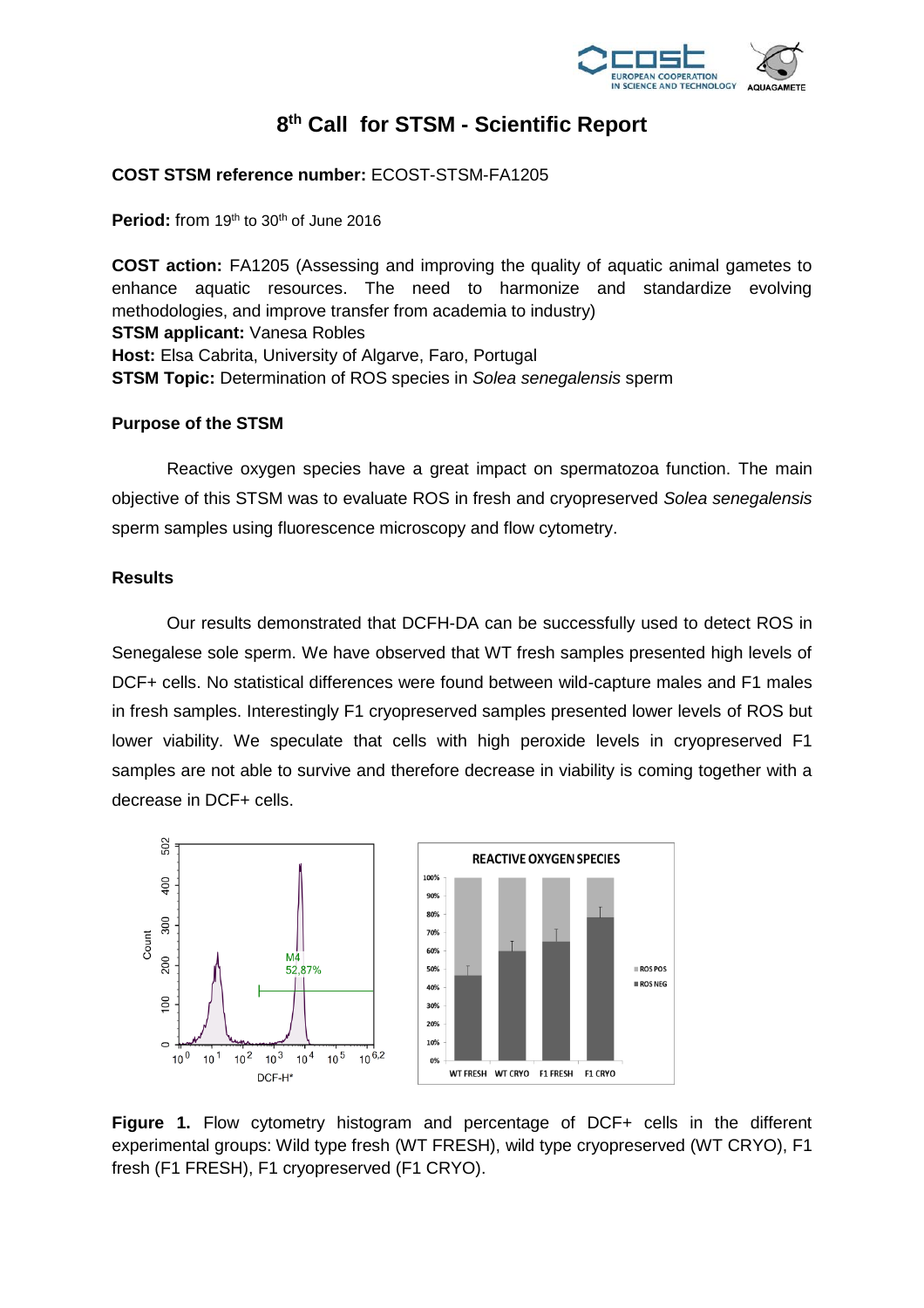# 8th Call for STSM - Scientific Report

**COST STSM reference number:** ECOST-STSM-FA1205

**Period:** from 19th to 30th of June 2016

**COST action:** FA1205 (Assessing and improving the quality of aquatic animal gametes to enhance aquatic resources. The need to harmonize and standardize evolving methodologies, and improve transfer from academia to industry)
**STSM applicant:** Vanesa Robles
**Host:** Elsa Cabrita, University of Algarve, Faro, Portugal
**STSM Topic:** Determination of ROS species in *Solea senegalensis* sperm

## Purpose of the STSM

Reactive oxygen species have a great impact on spermatozoa function. The main objective of this STSM was to evaluate ROS in fresh and cryopreserved *Solea senegalensis* sperm samples using fluorescence microscopy and flow cytometry.

## Results

Our results demonstrated that DCFH-DA can be successfully used to detect ROS in Senegalese sole sperm. We have observed that WT fresh samples presented high levels of DCF+ cells. No statistical differences were found between wild-capture males and F1 males in fresh samples. Interestingly F1 cryopreserved samples presented lower levels of ROS but lower viability. We speculate that cells with high peroxide levels in cryopreserved F1 samples are not able to survive and therefore decrease in viability is coming together with a decrease in DCF+ cells.

**Figure 1.** Flow cytometry histogram and percentage of DCF+ cells in the different experimental groups: Wild type fresh (WT FRESH), wild type cryopreserved (WT CRYO), F1 fresh (F1 FRESH), F1 cryopreserved (F1 CRYO).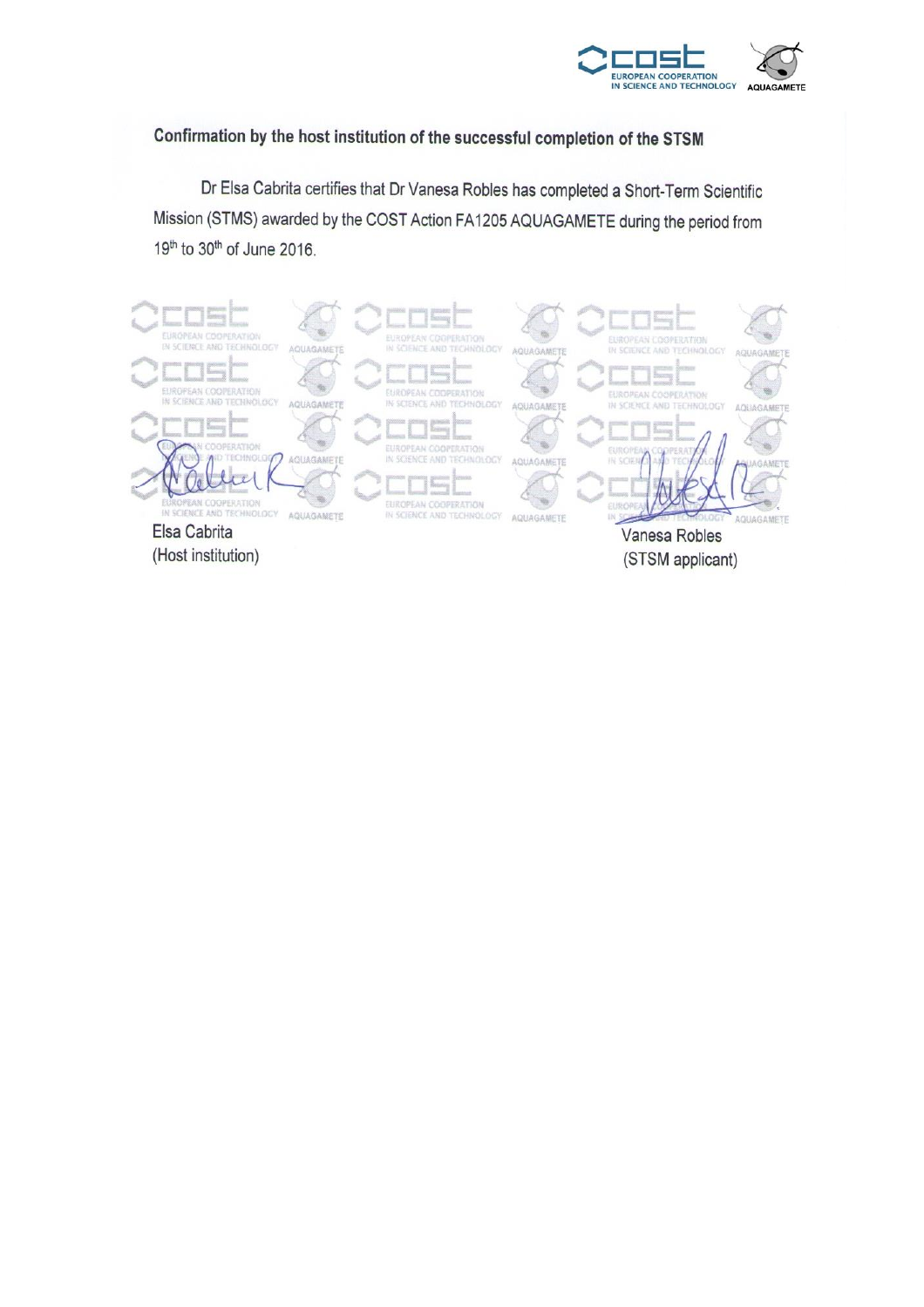## Confirmation by the host institution of the successful completion of the STSM

Dr Elsa Cabrita certifies that Dr Vanesa Robles has completed a Short-Term Scientific Mission (STMS) awarded by the COST Action FA1205 AQUAGAMETE during the period from 19th to 30th of June 2016.

Elsa Cabrita
(Host institution)

Vanesa Robles
(STSM applicant)